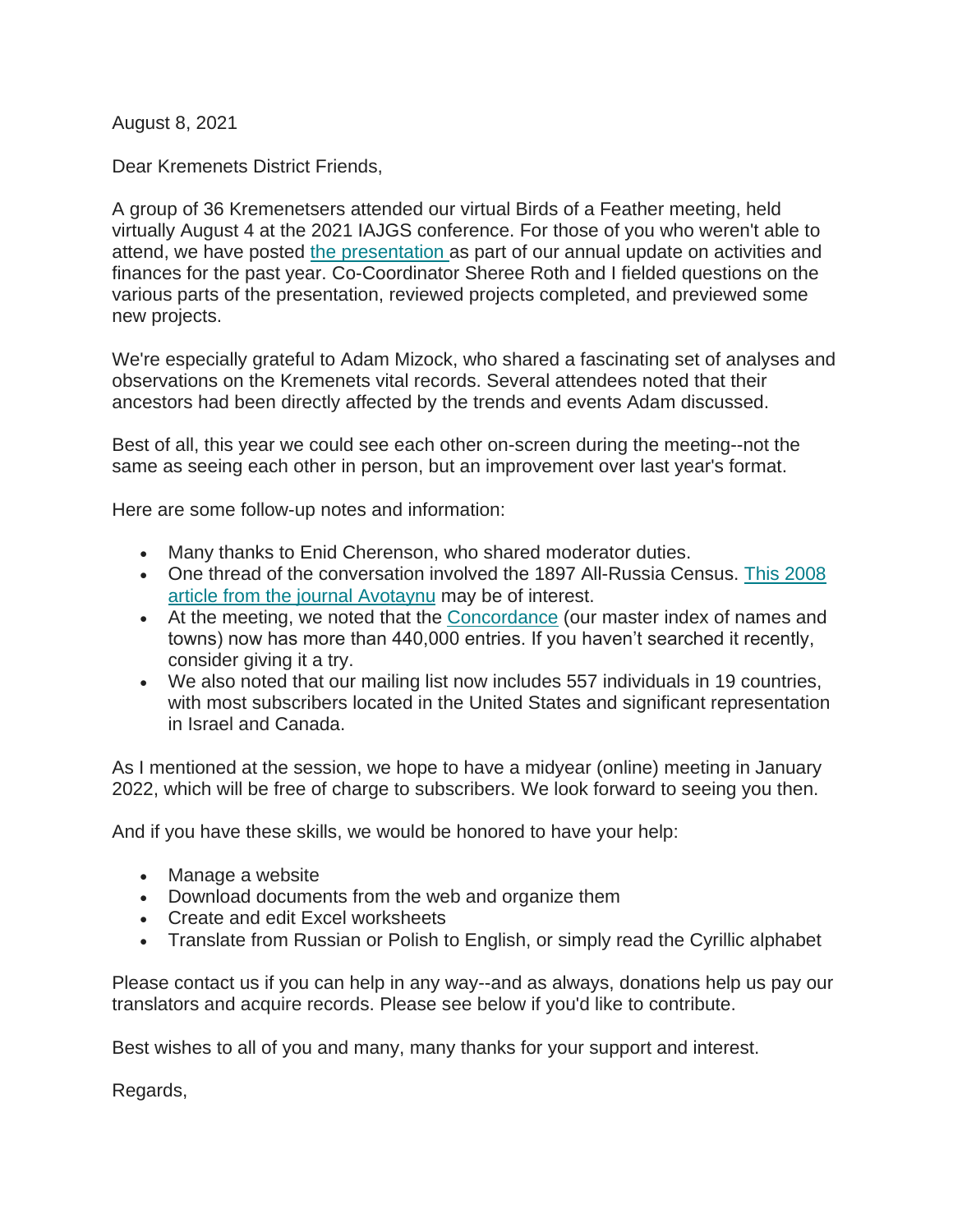August 8, 2021

Dear Kremenets District Friends,

A group of 36 Kremenetsers attended our virtual Birds of a Feather meeting, held virtually August 4 at the 2021 IAJGS conference. For those of you who weren't able to attend, we have posted the presentation as part of our annual update on activities and finances for the past year. Co-Coordinator Sheree Roth and I fielded questions on the various parts of the presentation, reviewed projects completed, and previewed some new projects.

We're especially grateful to Adam Mizock, who shared a fascinating set of analyses and observations on the Kremenets vital records. Several attendees noted that their ancestors had been directly affected by the trends and events Adam discussed.

Best of all, this year we could see each other on-screen during the meeting--not the same as seeing each other in person, but an improvement over last year's format.

Here are some follow-up notes and information:

- Many thanks to Enid Cherenson, who shared moderator duties.
- One thread of the conversation involved the 1897 All-Russia Census. This 2008 article from the journal Avotaynu may be of interest.
- At the meeting, we noted that the Concordance (our master index of names and towns) now has more than 440,000 entries. If you haven't searched it recently, consider giving it a try.
- We also noted that our mailing list now includes 557 individuals in 19 countries, with most subscribers located in the United States and significant representation in Israel and Canada.

As I mentioned at the session, we hope to have a midyear (online) meeting in January 2022, which will be free of charge to subscribers. We look forward to seeing you then.

And if you have these skills, we would be honored to have your help:

- Manage a website
- Download documents from the web and organize them
- Create and edit Excel worksheets
- Translate from Russian or Polish to English, or simply read the Cyrillic alphabet

Please contact us if you can help in any way--and as always, donations help us pay our translators and acquire records. Please see below if you'd like to contribute.

Best wishes to all of you and many, many thanks for your support and interest.

Regards,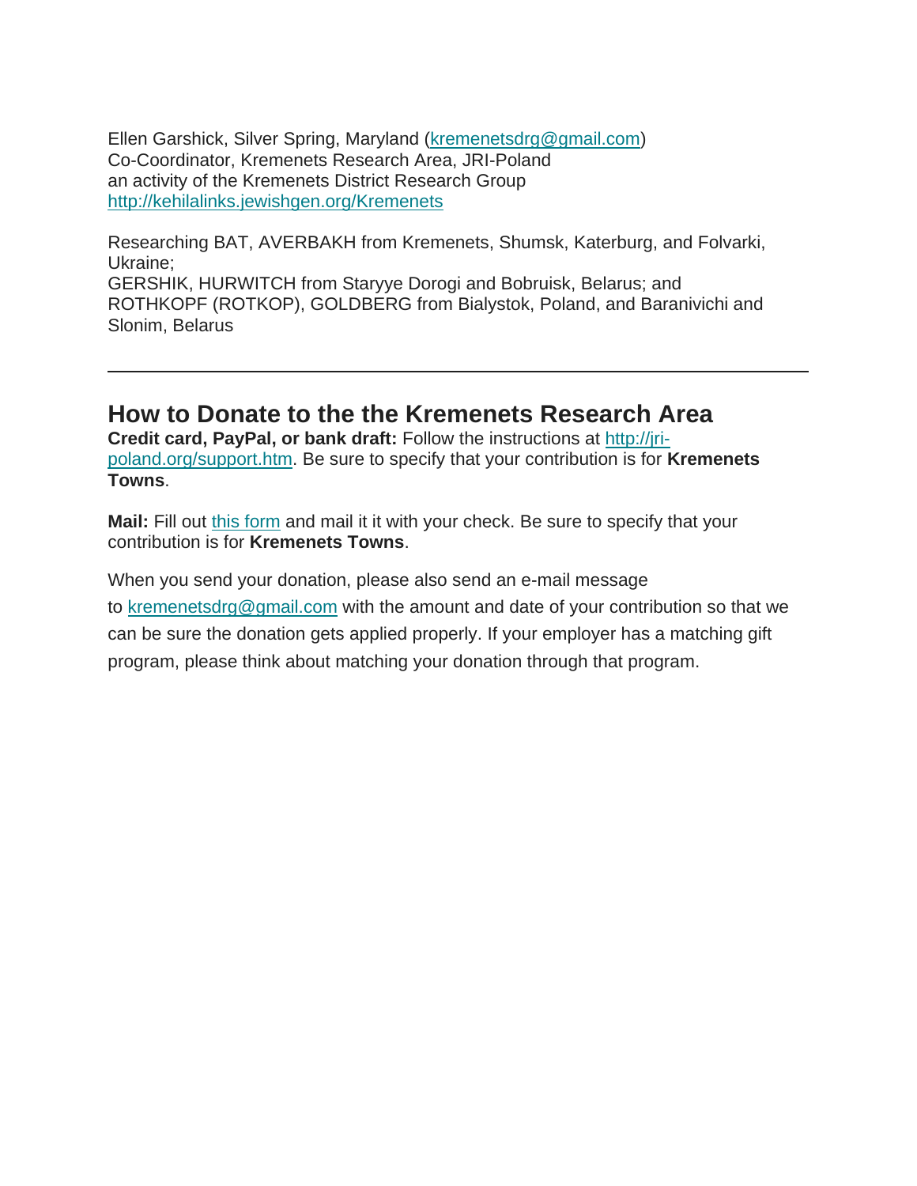Ellen Garshick, Silver Spring, Maryland (kremenetsdrg@gmail.com)
Co-Coordinator, Kremenets Research Area, JRI-Poland
an activity of the Kremenets District Research Group
http://kehilalinks.jewishgen.org/Kremenets

Researching BAT, AVERBAKH from Kremenets, Shumsk, Katerburg, and Folvarki, Ukraine;
GERSHIK, HURWITCH from Staryye Dorogi and Bobruisk, Belarus; and
ROTHKOPF (ROTKOP), GOLDBERG from Bialystok, Poland, and Baranivichi and Slonim, Belarus

---

## How to Donate to the the Kremenets Research Area

**Credit card, PayPal, or bank draft:** Follow the instructions at http://jri-poland.org/support.htm. Be sure to specify that your contribution is for **Kremenets Towns**.

**Mail:** Fill out this form and mail it it with your check. Be sure to specify that your contribution is for **Kremenets Towns**.

When you send your donation, please also send an e-mail message to kremenetsdrg@gmail.com with the amount and date of your contribution so that we can be sure the donation gets applied properly. If your employer has a matching gift program, please think about matching your donation through that program.